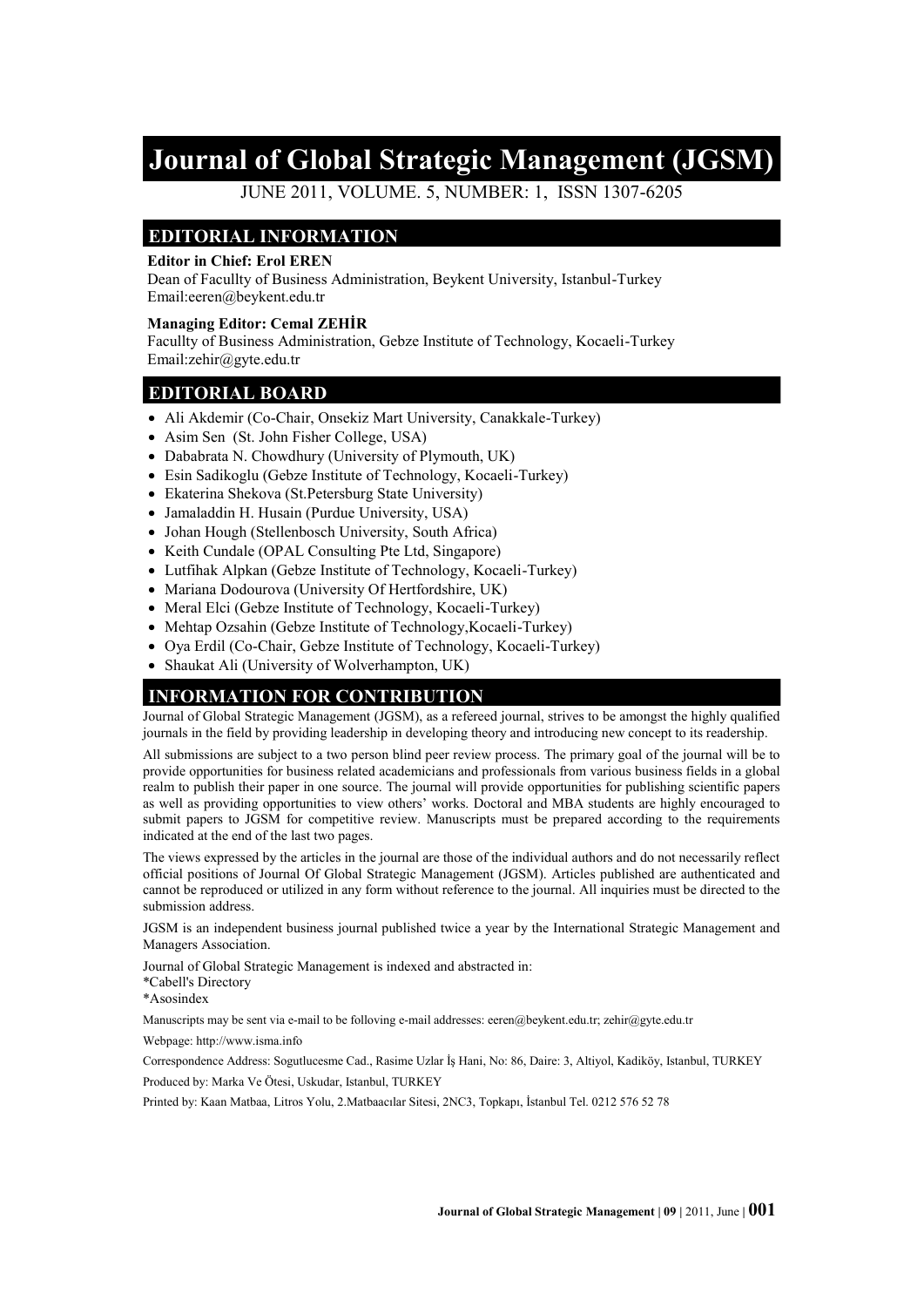# Journal of Global Strategic Management (JGSM)

JUNE 2011, VOLUME. 5, NUMBER: 1, ISSN 1307-6205

## EDITORIAL INFORMATION

**Editor in Chief: Erol EREN**
Dean of Facullty of Business Administration, Beykent University, Istanbul-Turkey
Email:eeren@beykent.edu.tr

**Managing Editor: Cemal ZEHİR**
Facullty of Business Administration, Gebze Institute of Technology, Kocaeli-Turkey
Email:zehir@gyte.edu.tr

## EDITORIAL BOARD

- Ali Akdemir (Co-Chair, Onsekiz Mart University, Canakkale-Turkey)
- Asim Sen (St. John Fisher College, USA)
- Dababrata N. Chowdhury (University of Plymouth, UK)
- Esin Sadikoglu (Gebze Institute of Technology, Kocaeli-Turkey)
- Ekaterina Shekova (St.Petersburg State University)
- Jamaladdin H. Husain (Purdue University, USA)
- Johan Hough (Stellenbosch University, South Africa)
- Keith Cundale (OPAL Consulting Pte Ltd, Singapore)
- Lutfihak Alpkan (Gebze Institute of Technology, Kocaeli-Turkey)
- Mariana Dodourova (University Of Hertfordshire, UK)
- Meral Elci (Gebze Institute of Technology, Kocaeli-Turkey)
- Mehtap Ozsahin (Gebze Institute of Technology,Kocaeli-Turkey)
- Oya Erdil (Co-Chair, Gebze Institute of Technology, Kocaeli-Turkey)
- Shaukat Ali (University of Wolverhampton, UK)

## INFORMATION FOR CONTRIBUTION

Journal of Global Strategic Management (JGSM), as a refereed journal, strives to be amongst the highly qualified journals in the field by providing leadership in developing theory and introducing new concept to its readership.

All submissions are subject to a two person blind peer review process. The primary goal of the journal will be to provide opportunities for business related academicians and professionals from various business fields in a global realm to publish their paper in one source. The journal will provide opportunities for publishing scientific papers as well as providing opportunities to view others' works. Doctoral and MBA students are highly encouraged to submit papers to JGSM for competitive review. Manuscripts must be prepared according to the requirements indicated at the end of the last two pages.

The views expressed by the articles in the journal are those of the individual authors and do not necessarily reflect official positions of Journal Of Global Strategic Management (JGSM). Articles published are authenticated and cannot be reproduced or utilized in any form without reference to the journal. All inquiries must be directed to the submission address.

JGSM is an independent business journal published twice a year by the International Strategic Management and Managers Association.

Journal of Global Strategic Management is indexed and abstracted in:
*Cabell's Directory
*Asosindex

Manuscripts may be sent via e-mail to be folloving e-mail addresses: eeren@beykent.edu.tr; zehir@gyte.edu.tr

Webpage: http://www.isma.info

Correspondence Address: Sogutlucesme Cad., Rasime Uzlar İş Hani, No: 86, Daire: 3, Altiyol, Kadiköy, Istanbul, TURKEY

Produced by: Marka Ve Ötesi, Uskudar, Istanbul, TURKEY

Printed by: Kaan Matbaa, Litros Yolu, 2.Matbaacılar Sitesi, 2NC3, Topkapı, İstanbul Tel. 0212 576 52 78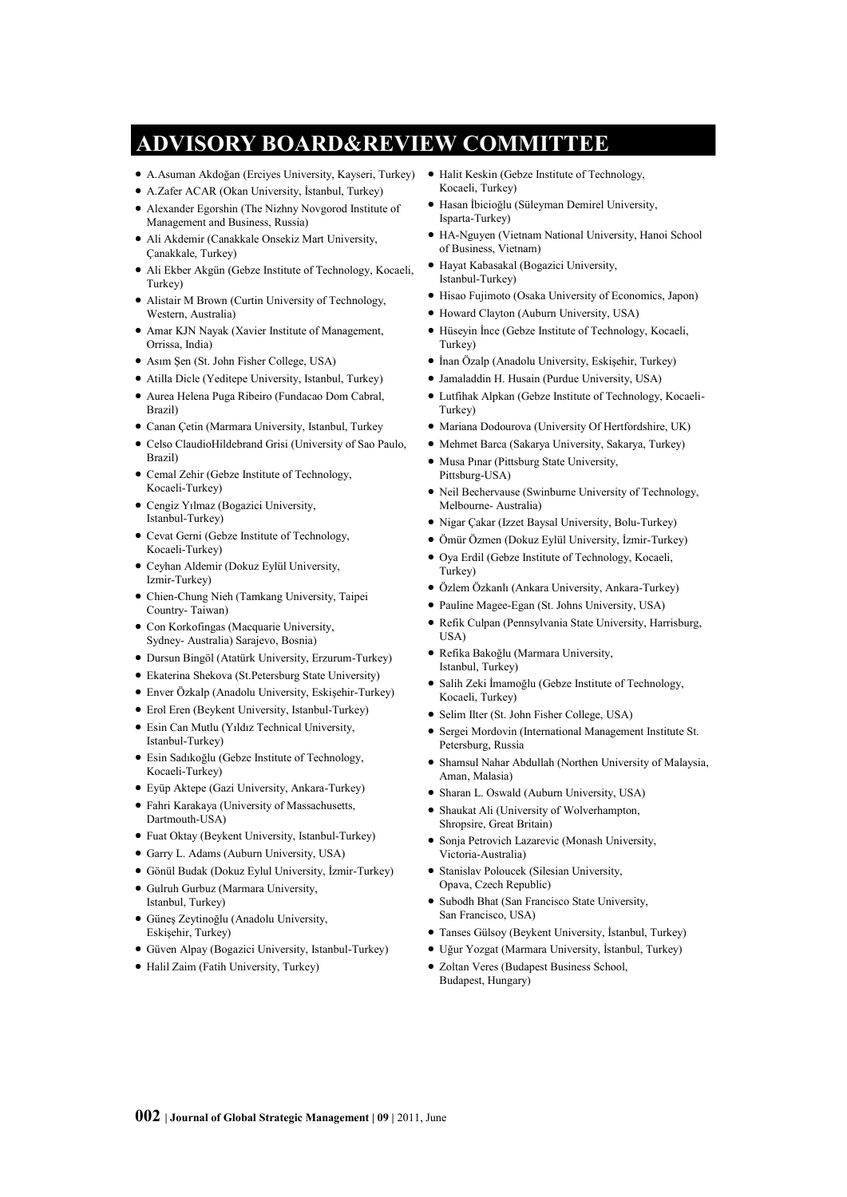# ADVISORY BOARD&REVIEW COMMITTEE

- A.Asuman Akdoğan (Erciyes University, Kayseri, Turkey)
- A.Zafer ACAR (Okan University, İstanbul, Turkey)
- Alexander Egorshin (The Nizhny Novgorod Institute of Management and Business, Russia)
- Ali Akdemir (Canakkale Onsekiz Mart University, Çanakkale, Turkey)
- Ali Ekber Akgün (Gebze Institute of Technology, Kocaeli, Turkey)
- Alistair M Brown (Curtin University of Technology, Western, Australia)
- Amar KJN Nayak (Xavier Institute of Management, Orrissa, India)
- Asım Şen (St. John Fisher College, USA)
- Atilla Dicle (Yeditepe University, Istanbul, Turkey)
- Aurea Helena Puga Ribeiro (Fundacao Dom Cabral, Brazil)
- Canan Çetin (Marmara University, Istanbul, Turkey
- Celso ClaudioHildebrand Grisi (University of Sao Paulo, Brazil)
- Cemal Zehir (Gebze Institute of Technology, Kocaeli-Turkey)
- Cengiz Yılmaz (Bogazici University, Istanbul-Turkey)
- Cevat Gerni (Gebze Institute of Technology, Kocaeli-Turkey)
- Ceyhan Aldemir (Dokuz Eylül University, Izmir-Turkey)
- Chien-Chung Nieh (Tamkang University, Taipei Country- Taiwan)
- Con Korkofingas (Macquarie University, Sydney- Australia) Sarajevo, Bosnia)
- Dursun Bingöl (Atatürk University, Erzurum-Turkey)
- Ekaterina Shekova (St.Petersburg State University)
- Enver Özkalp (Anadolu University, Eskişehir-Turkey)
- Erol Eren (Beykent University, Istanbul-Turkey)
- Esin Can Mutlu (Yıldız Technical University, Istanbul-Turkey)
- Esin Sadıkoğlu (Gebze Institute of Technology, Kocaeli-Turkey)
- Eyüp Aktepe (Gazi University, Ankara-Turkey)
- Fahri Karakaya (University of Massachusetts, Dartmouth-USA)
- Fuat Oktay (Beykent University, Istanbul-Turkey)
- Garry L. Adams (Auburn University, USA)
- Gönül Budak (Dokuz Eylul University, İzmir-Turkey)
- Gulruh Gurbuz (Marmara University, Istanbul, Turkey)
- Güneş Zeytinoğlu (Anadolu University, Eskişehir, Turkey)
- Güven Alpay (Bogazici University, Istanbul-Turkey)
- Halil Zaim (Fatih University, Turkey)
- Halit Keskin (Gebze Institute of Technology, Kocaeli, Turkey)
- Hasan İbicioğlu (Süleyman Demirel University, Isparta-Turkey)
- HA-Nguyen (Vietnam National University, Hanoi School of Business, Vietnam)
- Hayat Kabasakal (Bogazici University, Istanbul-Turkey)
- Hisao Fujimoto (Osaka University of Economics, Japon)
- Howard Clayton (Auburn University, USA)
- Hüseyin İnce (Gebze Institute of Technology, Kocaeli, Turkey)
- İnan Özalp (Anadolu University, Eskişehir, Turkey)
- Jamaladdin H. Husain (Purdue University, USA)
- Lutfihak Alpkan (Gebze Institute of Technology, Kocaeli-Turkey)
- Mariana Dodourova (University Of Hertfordshire, UK)
- Mehmet Barca (Sakarya University, Sakarya, Turkey)
- Musa Pınar (Pittsburg State University, Pittsburg-USA)
- Neil Bechervause (Swinburne University of Technology, Melbourne- Australia)
- Nigar Çakar (Izzet Baysal University, Bolu-Turkey)
- Ömür Özmen (Dokuz Eylül University, İzmir-Turkey)
- Oya Erdil (Gebze Institute of Technology, Kocaeli, Turkey)
- Özlem Özkanlı (Ankara University, Ankara-Turkey)
- Pauline Magee-Egan (St. Johns University, USA)
- Refik Culpan (Pennsylvania State University, Harrisburg, USA)
- Refika Bakoğlu (Marmara University, Istanbul, Turkey)
- Salih Zeki İmamoğlu (Gebze Institute of Technology, Kocaeli, Turkey)
- Selim Ilter (St. John Fisher College, USA)
- Sergei Mordovin (International Management Institute St. Petersburg, Russia
- Shamsul Nahar Abdullah (Northen University of Malaysia, Aman, Malasia)
- Sharan L. Oswald (Auburn University, USA)
- Shaukat Ali (University of Wolverhampton, Shropsire, Great Britain)
- Sonja Petrovich Lazarevic (Monash University, Victoria-Australia)
- Stanislav Poloucek (Silesian University, Opava, Czech Republic)
- Subodh Bhat (San Francisco State University, San Francisco, USA)
- Tanses Gülsoy (Beykent University, İstanbul, Turkey)
- Uğur Yozgat (Marmara University, İstanbul, Turkey)
- Zoltan Veres (Budapest Business School, Budapest, Hungary)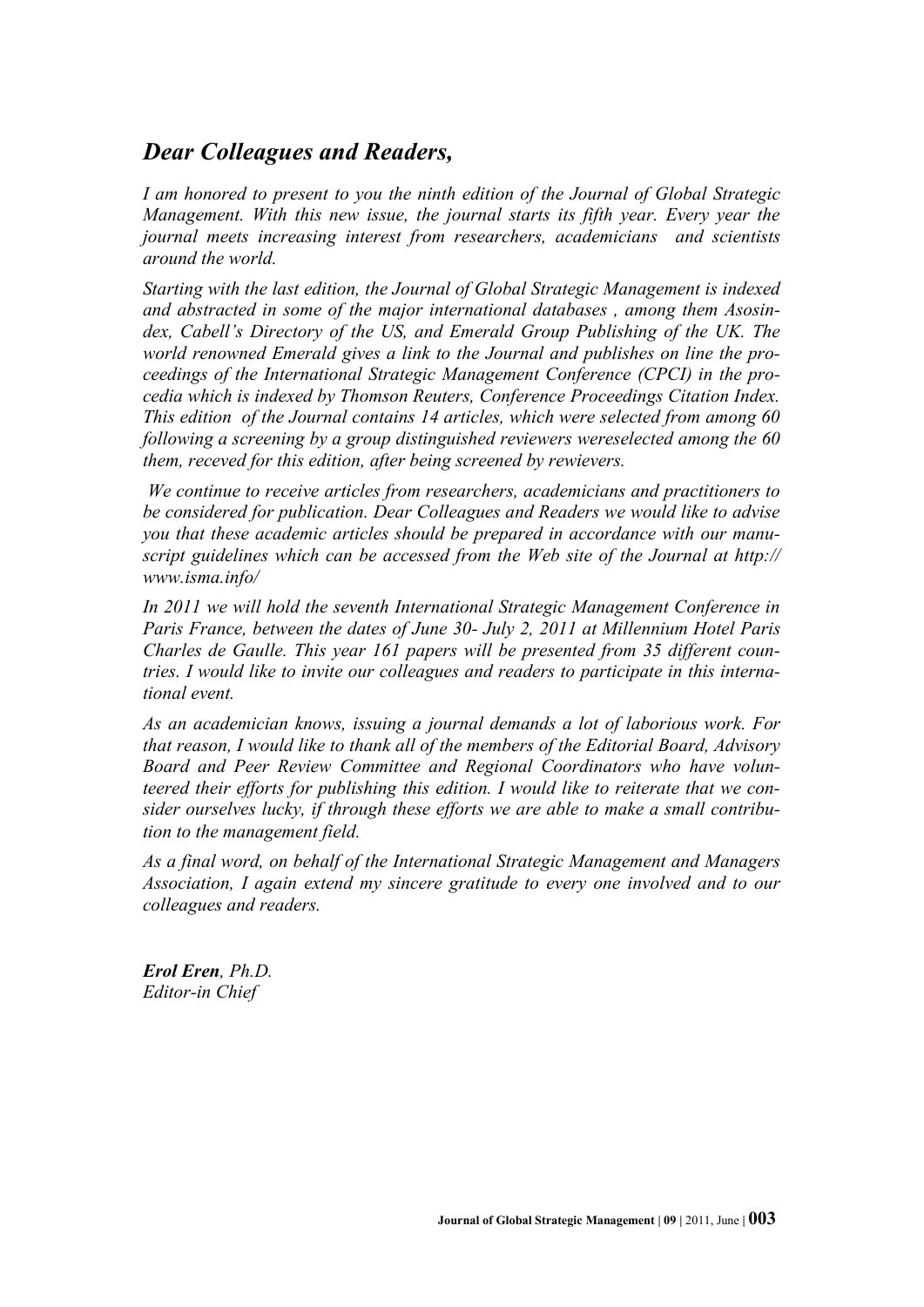## *Dear Colleagues and Readers,*

*I am honored to present to you the ninth edition of the Journal of Global Strategic Management. With this new issue, the journal starts its fifth year. Every year the journal meets increasing interest from researchers, academicians and scientists around the world.*

*Starting with the last edition, the Journal of Global Strategic Management is indexed and abstracted in some of the major international databases , among them Asosindex, Cabell's Directory of the US, and Emerald Group Publishing of the UK. The world renowned Emerald gives a link to the Journal and publishes on line the proceedings of the International Strategic Management Conference (CPCI) in the procedia which is indexed by Thomson Reuters, Conference Proceedings Citation Index. This edition of the Journal contains 14 articles, which were selected from among 60 following a screening by a group distinguished reviewers wereselected among the 60 them, receved for this edition, after being screened by rewievers.*

*We continue to receive articles from researchers, academicians and practitioners to be considered for publication. Dear Colleagues and Readers we would like to advise you that these academic articles should be prepared in accordance with our manuscript guidelines which can be accessed from the Web site of the Journal at http://www.isma.info/*

*In 2011 we will hold the seventh International Strategic Management Conference in Paris France, between the dates of June 30- July 2, 2011 at Millennium Hotel Paris Charles de Gaulle. This year 161 papers will be presented from 35 different countries. I would like to invite our colleagues and readers to participate in this international event.*

*As an academician knows, issuing a journal demands a lot of laborious work. For that reason, I would like to thank all of the members of the Editorial Board, Advisory Board and Peer Review Committee and Regional Coordinators who have volunteered their efforts for publishing this edition. I would like to reiterate that we consider ourselves lucky, if through these efforts we are able to make a small contribution to the management field.*

*As a final word, on behalf of the International Strategic Management and Managers Association, I again extend my sincere gratitude to every one involved and to our colleagues and readers.*

***Erol Eren**, Ph.D.*
*Editor-in Chief*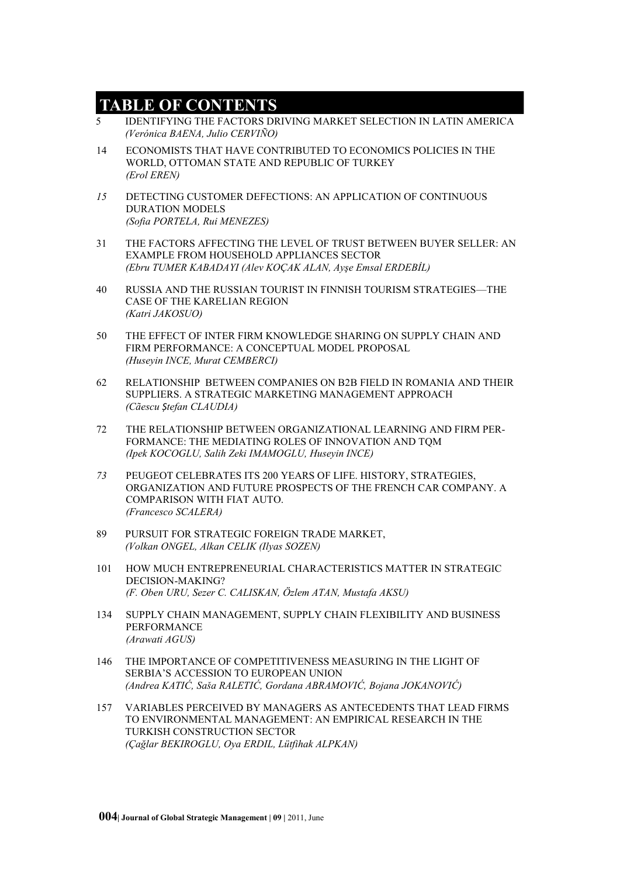# TABLE OF CONTENTS

5 IDENTIFYING THE FACTORS DRIVING MARKET SELECTION IN LATIN AMERICA
*(Verónica BAENA, Julio CERVIÑO)*

14 ECONOMISTS THAT HAVE CONTRIBUTED TO ECONOMICS POLICIES IN THE WORLD, OTTOMAN STATE AND REPUBLIC OF TURKEY
*(Erol EREN)*

*15* DETECTING CUSTOMER DEFECTIONS: AN APPLICATION OF CONTINUOUS DURATION MODELS
*(Sofia PORTELA, Rui MENEZES)*

31 THE FACTORS AFFECTING THE LEVEL OF TRUST BETWEEN BUYER SELLER: AN EXAMPLE FROM HOUSEHOLD APPLIANCES SECTOR
*(Ebru TUMER KABADAYI (Alev KOÇAK ALAN, Ayşe Emsal ERDEBİL)*

40 RUSSIA AND THE RUSSIAN TOURIST IN FINNISH TOURISM STRATEGIES—THE CASE OF THE KARELIAN REGION
*(Katri JAKOSUO)*

50 THE EFFECT OF INTER FIRM KNOWLEDGE SHARING ON SUPPLY CHAIN AND FIRM PERFORMANCE: A CONCEPTUAL MODEL PROPOSAL
*(Huseyin INCE, Murat CEMBERCI)*

62 RELATIONSHIP BETWEEN COMPANIES ON B2B FIELD IN ROMANIA AND THEIR SUPPLIERS. A STRATEGIC MARKETING MANAGEMENT APPROACH
*(Căescu Ştefan CLAUDIA)*

72 THE RELATIONSHIP BETWEEN ORGANIZATIONAL LEARNING AND FIRM PERFORMANCE: THE MEDIATING ROLES OF INNOVATION AND TQM
*(Ipek KOCOGLU, Salih Zeki IMAMOGLU, Huseyin INCE)*

*73* PEUGEOT CELEBRATES ITS 200 YEARS OF LIFE. HISTORY, STRATEGIES, ORGANIZATION AND FUTURE PROSPECTS OF THE FRENCH CAR COMPANY. A COMPARISON WITH FIAT AUTO.
*(Francesco SCALERA)*

89 PURSUIT FOR STRATEGIC FOREIGN TRADE MARKET,
*(Volkan ONGEL, Alkan CELIK (Ilyas SOZEN)*

101 HOW MUCH ENTREPRENEURIAL CHARACTERISTICS MATTER IN STRATEGIC DECISION-MAKING?
*(F. Oben URU, Sezer C. CALISKAN, Özlem ATAN, Mustafa AKSU)*

134 SUPPLY CHAIN MANAGEMENT, SUPPLY CHAIN FLEXIBILITY AND BUSINESS PERFORMANCE
*(Arawati AGUS)*

146 THE IMPORTANCE OF COMPETITIVENESS MEASURING IN THE LIGHT OF SERBIA'S ACCESSION TO EUROPEAN UNION
*(Andrea KATIĆ, Saša RALETIĆ, Gordana ABRAMOVIĆ, Bojana JOKANOVIĆ)*

157 VARIABLES PERCEIVED BY MANAGERS AS ANTECEDENTS THAT LEAD FIRMS TO ENVIRONMENTAL MANAGEMENT: AN EMPIRICAL RESEARCH IN THE TURKISH CONSTRUCTION SECTOR
*(Çağlar BEKIROGLU, Oya ERDIL, Lütfihak ALPKAN)*